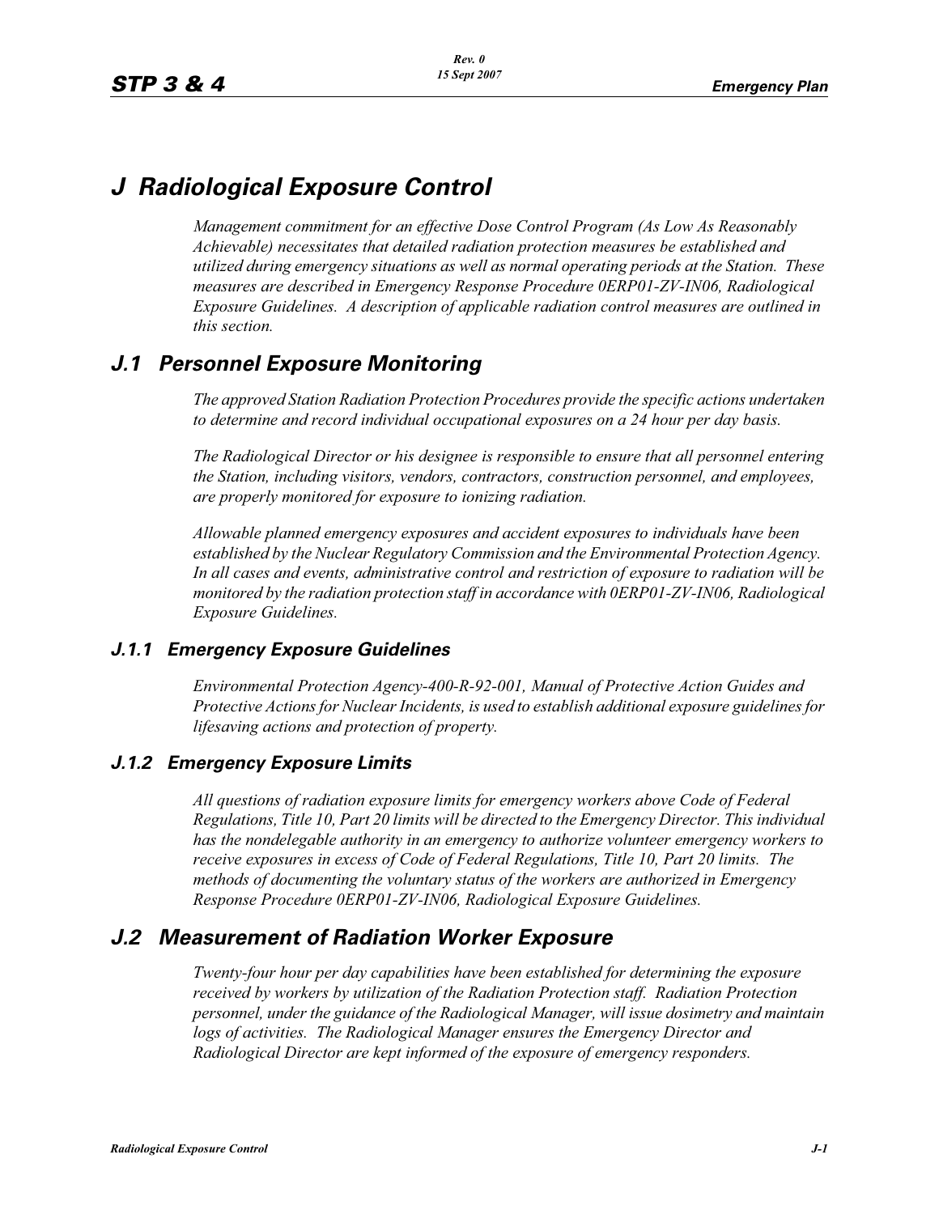# J Radiological Exposure Control

*Management commitment for an effective Dose Control Program (As Low As Reasonably Achievable) necessitates that detailed radiation protection measures be established and utilized during emergency situations as well as normal operating periods at the Station. These measures are described in Emergency Response Procedure 0ERP01-ZV-IN06, Radiological Exposure Guidelines. A description of applicable radiation control measures are outlined in this section.*

## J.1 Personnel Exposure Monitoring

*The approved Station Radiation Protection Procedures provide the specific actions undertaken to determine and record individual occupational exposures on a 24 hour per day basis.*

*The Radiological Director or his designee is responsible to ensure that all personnel entering the Station, including visitors, vendors, contractors, construction personnel, and employees, are properly monitored for exposure to ionizing radiation.*

*Allowable planned emergency exposures and accident exposures to individuals have been established by the Nuclear Regulatory Commission and the Environmental Protection Agency. In all cases and events, administrative control and restriction of exposure to radiation will be monitored by the radiation protection staff in accordance with 0ERP01-ZV-IN06, Radiological Exposure Guidelines.*

### J.1.1 Emergency Exposure Guidelines

*Environmental Protection Agency-400-R-92-001, Manual of Protective Action Guides and Protective Actions for Nuclear Incidents, is used to establish additional exposure guidelines for lifesaving actions and protection of property.*

### J.1.2 Emergency Exposure Limits

*All questions of radiation exposure limits for emergency workers above Code of Federal Regulations, Title 10, Part 20 limits will be directed to the Emergency Director. This individual has the nondelegable authority in an emergency to authorize volunteer emergency workers to receive exposures in excess of Code of Federal Regulations, Title 10, Part 20 limits. The methods of documenting the voluntary status of the workers are authorized in Emergency Response Procedure 0ERP01-ZV-IN06, Radiological Exposure Guidelines.*

## J.2 Measurement of Radiation Worker Exposure

*Twenty-four hour per day capabilities have been established for determining the exposure received by workers by utilization of the Radiation Protection staff. Radiation Protection personnel, under the guidance of the Radiological Manager, will issue dosimetry and maintain logs of activities. The Radiological Manager ensures the Emergency Director and Radiological Director are kept informed of the exposure of emergency responders.*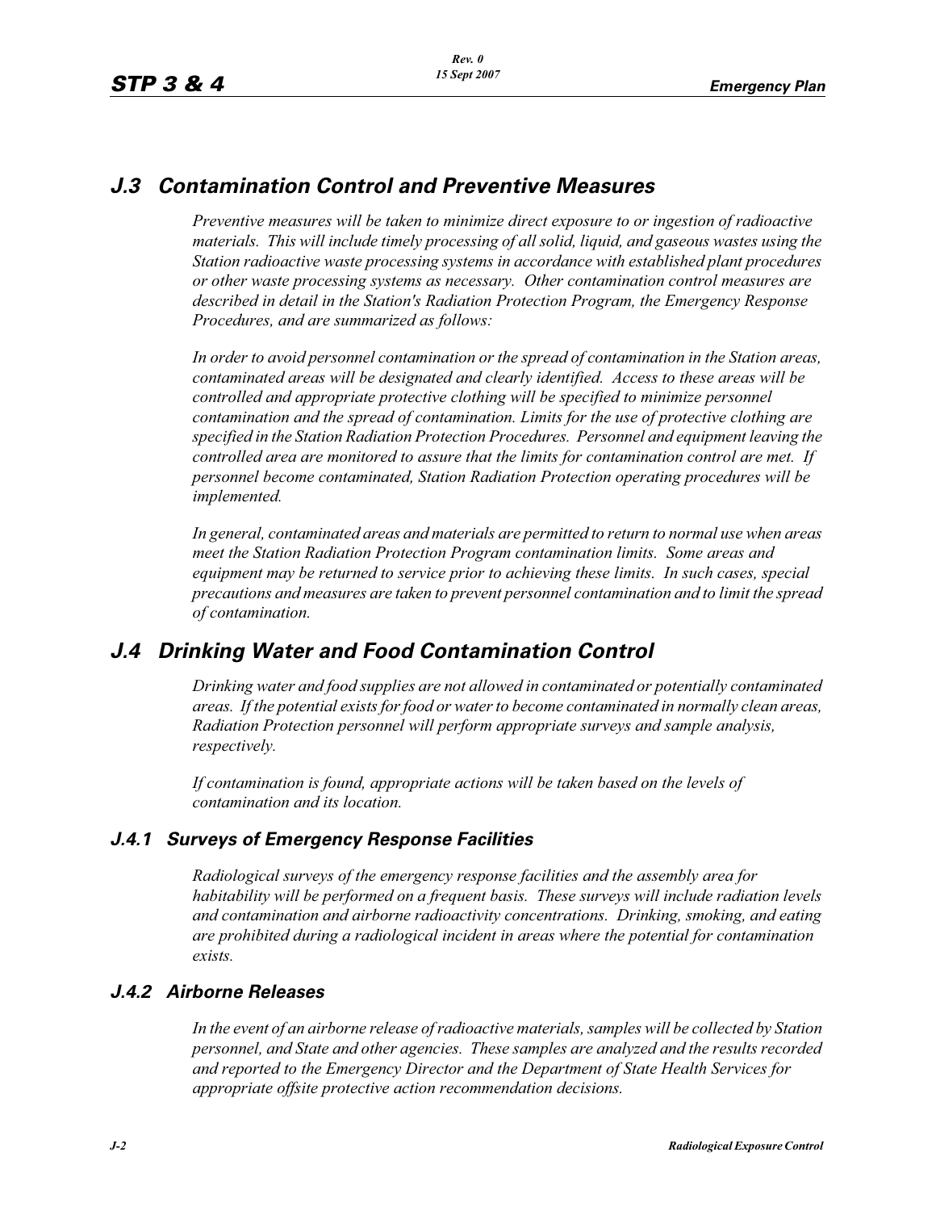## J.3 Contamination Control and Preventive Measures

*Preventive measures will be taken to minimize direct exposure to or ingestion of radioactive materials. This will include timely processing of all solid, liquid, and gaseous wastes using the Station radioactive waste processing systems in accordance with established plant procedures or other waste processing systems as necessary. Other contamination control measures are described in detail in the Station's Radiation Protection Program, the Emergency Response Procedures, and are summarized as follows:*

*In order to avoid personnel contamination or the spread of contamination in the Station areas, contaminated areas will be designated and clearly identified. Access to these areas will be controlled and appropriate protective clothing will be specified to minimize personnel contamination and the spread of contamination. Limits for the use of protective clothing are specified in the Station Radiation Protection Procedures. Personnel and equipment leaving the controlled area are monitored to assure that the limits for contamination control are met. If personnel become contaminated, Station Radiation Protection operating procedures will be implemented.*

*In general, contaminated areas and materials are permitted to return to normal use when areas meet the Station Radiation Protection Program contamination limits. Some areas and equipment may be returned to service prior to achieving these limits. In such cases, special precautions and measures are taken to prevent personnel contamination and to limit the spread of contamination.*

## J.4 Drinking Water and Food Contamination Control

*Drinking water and food supplies are not allowed in contaminated or potentially contaminated areas. If the potential exists for food or water to become contaminated in normally clean areas, Radiation Protection personnel will perform appropriate surveys and sample analysis, respectively.*

*If contamination is found, appropriate actions will be taken based on the levels of contamination and its location.*

### J.4.1 Surveys of Emergency Response Facilities

*Radiological surveys of the emergency response facilities and the assembly area for habitability will be performed on a frequent basis. These surveys will include radiation levels and contamination and airborne radioactivity concentrations. Drinking, smoking, and eating are prohibited during a radiological incident in areas where the potential for contamination exists.*

### J.4.2 Airborne Releases

*In the event of an airborne release of radioactive materials, samples will be collected by Station personnel, and State and other agencies. These samples are analyzed and the results recorded and reported to the Emergency Director and the Department of State Health Services for appropriate offsite protective action recommendation decisions.*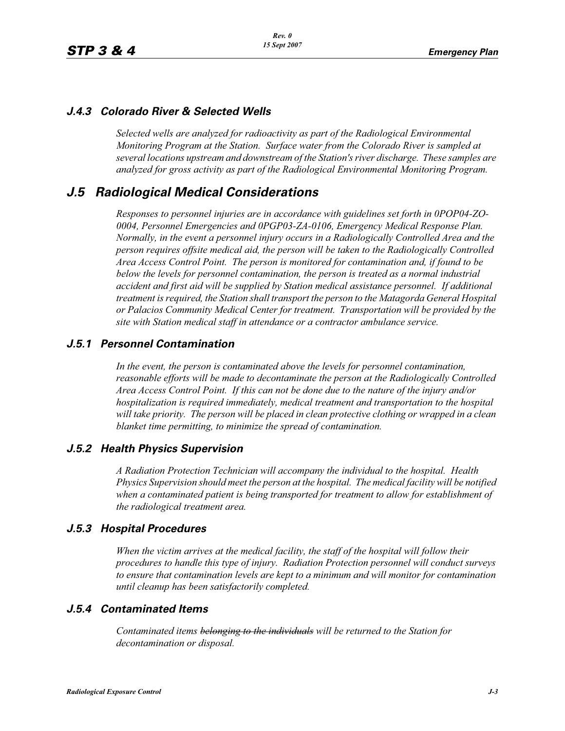### *J.4.3 Colorado River & Selected Wells*

*Selected wells are analyzed for radioactivity as part of the Radiological Environmental Monitoring Program at the Station. Surface water from the Colorado River is sampled at several locations upstream and downstream of the Station's river discharge. These samples are analyzed for gross activity as part of the Radiological Environmental Monitoring Program.*

## *J.5 Radiological Medical Considerations*

*Responses to personnel injuries are in accordance with guidelines set forth in 0POP04-ZO-0004, Personnel Emergencies and 0PGP03-ZA-0106, Emergency Medical Response Plan. Normally, in the event a personnel injury occurs in a Radiologically Controlled Area and the person requires offsite medical aid, the person will be taken to the Radiologically Controlled Area Access Control Point. The person is monitored for contamination and, if found to be below the levels for personnel contamination, the person is treated as a normal industrial accident and first aid will be supplied by Station medical assistance personnel. If additional treatment is required, the Station shall transport the person to the Matagorda General Hospital or Palacios Community Medical Center for treatment. Transportation will be provided by the site with Station medical staff in attendance or a contractor ambulance service.*

### *J.5.1 Personnel Contamination*

*In the event, the person is contaminated above the levels for personnel contamination, reasonable efforts will be made to decontaminate the person at the Radiologically Controlled Area Access Control Point. If this can not be done due to the nature of the injury and/or hospitalization is required immediately, medical treatment and transportation to the hospital will take priority. The person will be placed in clean protective clothing or wrapped in a clean blanket time permitting, to minimize the spread of contamination.*

### *J.5.2 Health Physics Supervision*

*A Radiation Protection Technician will accompany the individual to the hospital. Health Physics Supervision should meet the person at the hospital. The medical facility will be notified when a contaminated patient is being transported for treatment to allow for establishment of the radiological treatment area.*

### *J.5.3 Hospital Procedures*

*When the victim arrives at the medical facility, the staff of the hospital will follow their procedures to handle this type of injury. Radiation Protection personnel will conduct surveys to ensure that contamination levels are kept to a minimum and will monitor for contamination until cleanup has been satisfactorily completed.*

### *J.5.4 Contaminated Items*

*Contaminated items ~~belonging to the individuals~~ will be returned to the Station for decontamination or disposal.*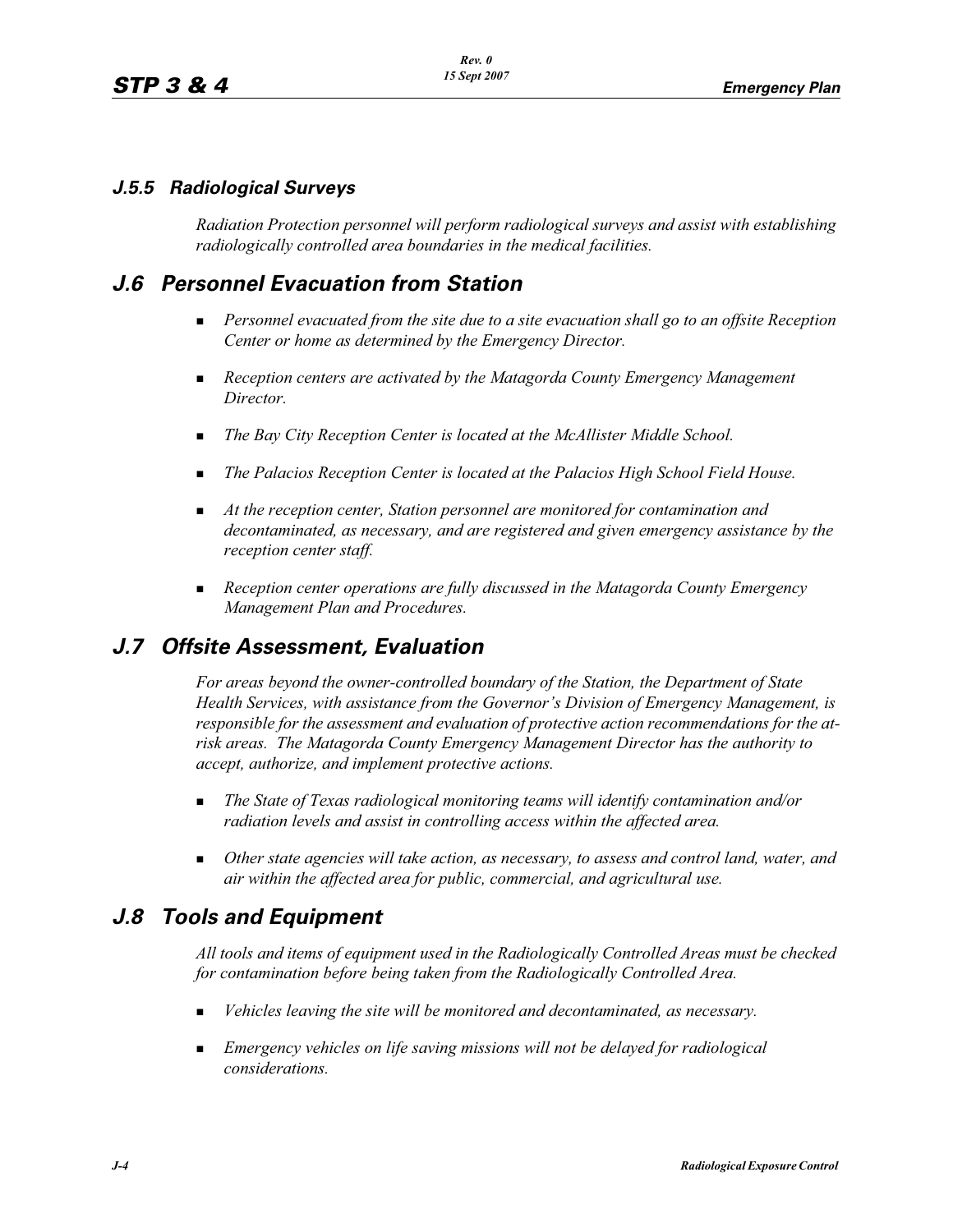### *J.5.5 Radiological Surveys*

*Radiation Protection personnel will perform radiological surveys and assist with establishing radiologically controlled area boundaries in the medical facilities.*

## *J.6 Personnel Evacuation from Station*

- *Personnel evacuated from the site due to a site evacuation shall go to an offsite Reception Center or home as determined by the Emergency Director.*
- *Reception centers are activated by the Matagorda County Emergency Management Director.*
- *The Bay City Reception Center is located at the McAllister Middle School.*
- *The Palacios Reception Center is located at the Palacios High School Field House.*
- *At the reception center, Station personnel are monitored for contamination and decontaminated, as necessary, and are registered and given emergency assistance by the reception center staff.*
- *Reception center operations are fully discussed in the Matagorda County Emergency Management Plan and Procedures.*

## *J.7 Offsite Assessment, Evaluation*

*For areas beyond the owner-controlled boundary of the Station, the Department of State Health Services, with assistance from the Governor's Division of Emergency Management, is responsible for the assessment and evaluation of protective action recommendations for the at-risk areas. The Matagorda County Emergency Management Director has the authority to accept, authorize, and implement protective actions.*

- *The State of Texas radiological monitoring teams will identify contamination and/or radiation levels and assist in controlling access within the affected area.*
- *Other state agencies will take action, as necessary, to assess and control land, water, and air within the affected area for public, commercial, and agricultural use.*

## *J.8 Tools and Equipment*

*All tools and items of equipment used in the Radiologically Controlled Areas must be checked for contamination before being taken from the Radiologically Controlled Area.*

- *Vehicles leaving the site will be monitored and decontaminated, as necessary.*
- *Emergency vehicles on life saving missions will not be delayed for radiological considerations.*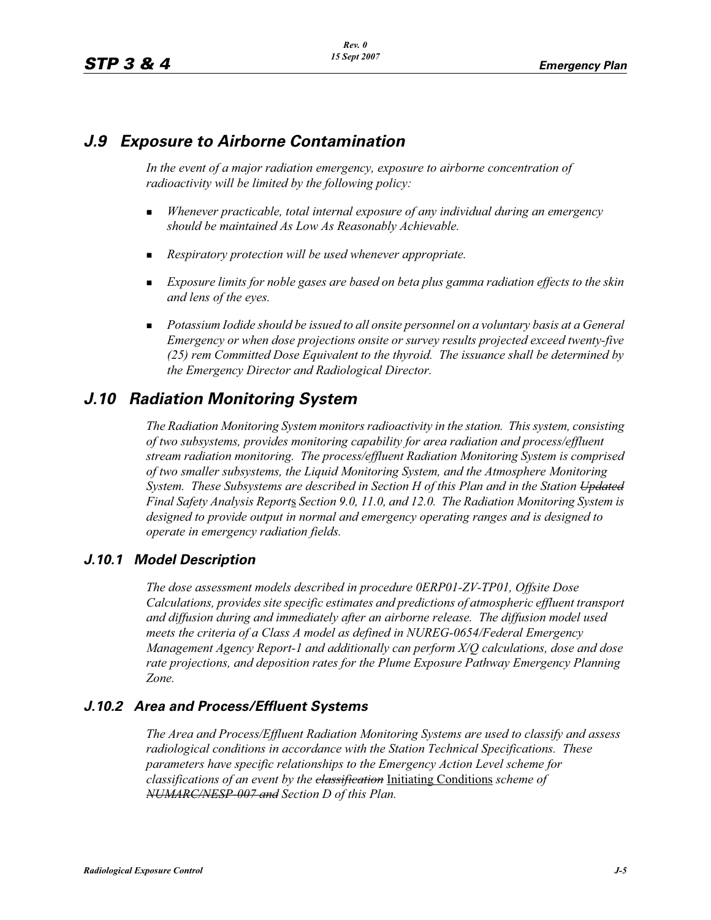## J.9 Exposure to Airborne Contamination

*In the event of a major radiation emergency, exposure to airborne concentration of radioactivity will be limited by the following policy:*

- *Whenever practicable, total internal exposure of any individual during an emergency should be maintained As Low As Reasonably Achievable.*
- *Respiratory protection will be used whenever appropriate.*
- *Exposure limits for noble gases are based on beta plus gamma radiation effects to the skin and lens of the eyes.*
- *Potassium Iodide should be issued to all onsite personnel on a voluntary basis at a General Emergency or when dose projections onsite or survey results projected exceed twenty-five (25) rem Committed Dose Equivalent to the thyroid. The issuance shall be determined by the Emergency Director and Radiological Director.*

## J.10 Radiation Monitoring System

*The Radiation Monitoring System monitors radioactivity in the station. This system, consisting of two subsystems, provides monitoring capability for area radiation and process/effluent stream radiation monitoring. The process/effluent Radiation Monitoring System is comprised of two smaller subsystems, the Liquid Monitoring System, and the Atmosphere Monitoring System. These Subsystems are described in Section H of this Plan and in the Station ~~Updated~~ Final Safety Analysis Report*<u>s</u> *Section 9.0, 11.0, and 12.0. The Radiation Monitoring System is designed to provide output in normal and emergency operating ranges and is designed to operate in emergency radiation fields.*

### J.10.1 Model Description

*The dose assessment models described in procedure 0ERP01-ZV-TP01, Offsite Dose Calculations, provides site specific estimates and predictions of atmospheric effluent transport and diffusion during and immediately after an airborne release. The diffusion model used meets the criteria of a Class A model as defined in NUREG-0654/Federal Emergency Management Agency Report-1 and additionally can perform X/Q calculations, dose and dose rate projections, and deposition rates for the Plume Exposure Pathway Emergency Planning Zone.*

### J.10.2 Area and Process/Effluent Systems

*The Area and Process/Effluent Radiation Monitoring Systems are used to classify and assess radiological conditions in accordance with the Station Technical Specifications. These parameters have specific relationships to the Emergency Action Level scheme for classifications of an event by the ~~classification~~* <u>Initiating Conditions</u> *scheme of ~~NUMARC/NESP-007 and~~ Section D of this Plan.*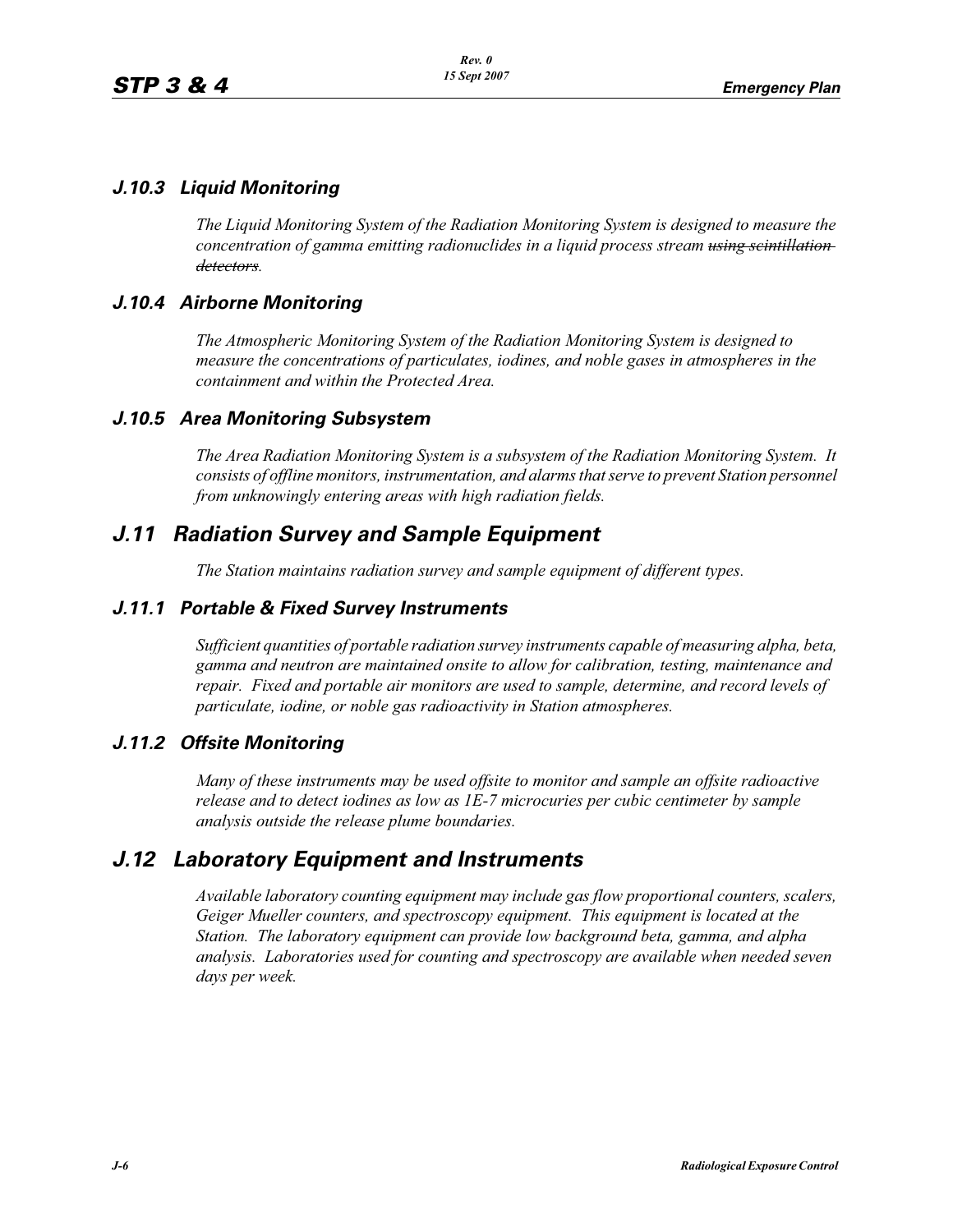### J.10.3 Liquid Monitoring

*The Liquid Monitoring System of the Radiation Monitoring System is designed to measure the concentration of gamma emitting radionuclides in a liquid process stream ~~using scintillation detectors~~.*

### J.10.4 Airborne Monitoring

*The Atmospheric Monitoring System of the Radiation Monitoring System is designed to measure the concentrations of particulates, iodines, and noble gases in atmospheres in the containment and within the Protected Area.*

### J.10.5 Area Monitoring Subsystem

*The Area Radiation Monitoring System is a subsystem of the Radiation Monitoring System. It consists of offline monitors, instrumentation, and alarms that serve to prevent Station personnel from unknowingly entering areas with high radiation fields.*

## J.11 Radiation Survey and Sample Equipment

*The Station maintains radiation survey and sample equipment of different types.*

### J.11.1 Portable & Fixed Survey Instruments

*Sufficient quantities of portable radiation survey instruments capable of measuring alpha, beta, gamma and neutron are maintained onsite to allow for calibration, testing, maintenance and repair. Fixed and portable air monitors are used to sample, determine, and record levels of particulate, iodine, or noble gas radioactivity in Station atmospheres.*

### J.11.2 Offsite Monitoring

*Many of these instruments may be used offsite to monitor and sample an offsite radioactive release and to detect iodines as low as 1E-7 microcuries per cubic centimeter by sample analysis outside the release plume boundaries.*

## J.12 Laboratory Equipment and Instruments

*Available laboratory counting equipment may include gas flow proportional counters, scalers, Geiger Mueller counters, and spectroscopy equipment. This equipment is located at the Station. The laboratory equipment can provide low background beta, gamma, and alpha analysis. Laboratories used for counting and spectroscopy are available when needed seven days per week.*